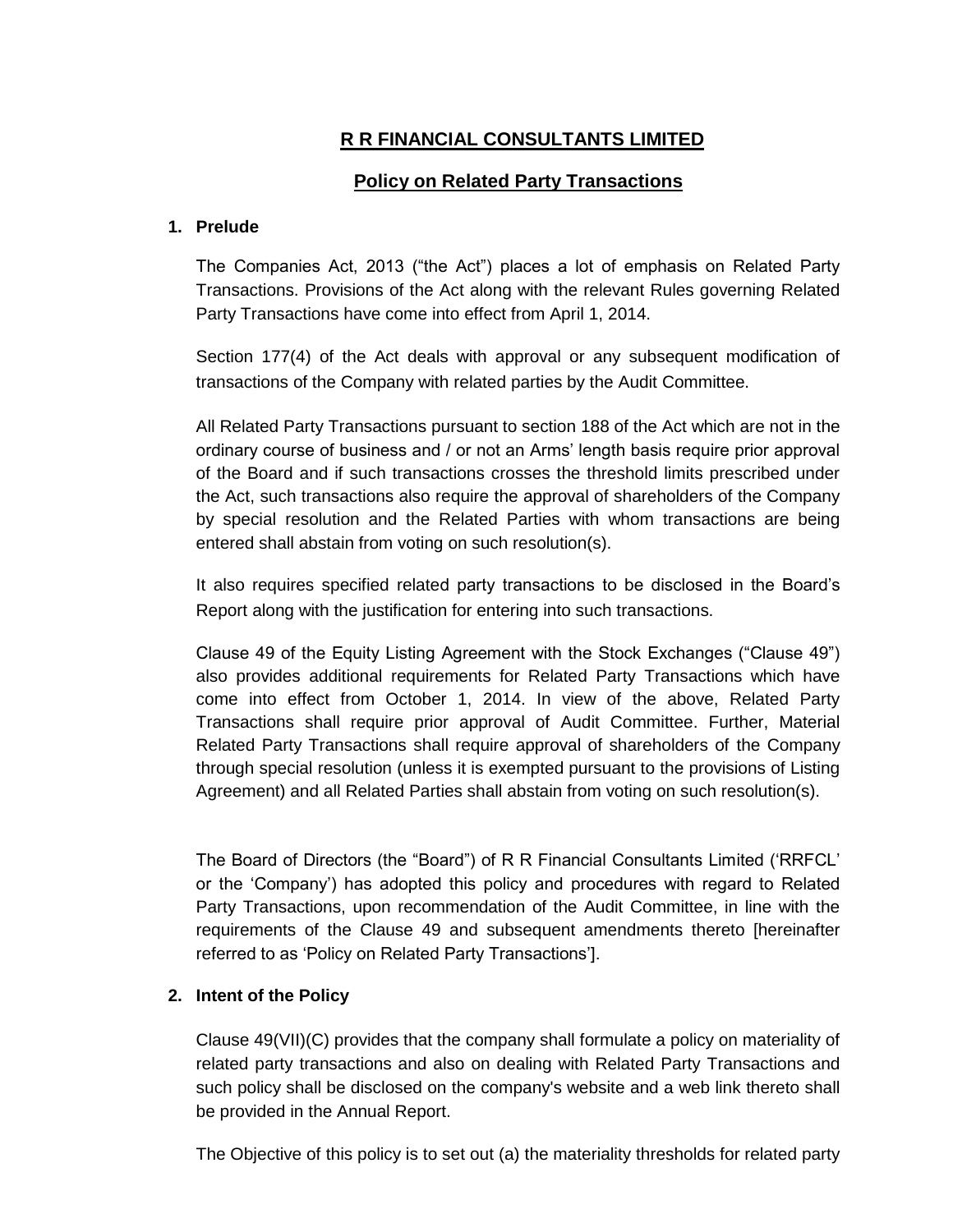# R R FINANCIAL CONSULTANTS LIMITED

## Policy on Related Party Transactions

### 1. Prelude

The Companies Act, 2013 ("the Act") places a lot of emphasis on Related Party Transactions. Provisions of the Act along with the relevant Rules governing Related Party Transactions have come into effect from April 1, 2014.

Section 177(4) of the Act deals with approval or any subsequent modification of transactions of the Company with related parties by the Audit Committee.

All Related Party Transactions pursuant to section 188 of the Act which are not in the ordinary course of business and / or not an Arms' length basis require prior approval of the Board and if such transactions crosses the threshold limits prescribed under the Act, such transactions also require the approval of shareholders of the Company by special resolution and the Related Parties with whom transactions are being entered shall abstain from voting on such resolution(s).

It also requires specified related party transactions to be disclosed in the Board's Report along with the justification for entering into such transactions.

Clause 49 of the Equity Listing Agreement with the Stock Exchanges ("Clause 49") also provides additional requirements for Related Party Transactions which have come into effect from October 1, 2014. In view of the above, Related Party Transactions shall require prior approval of Audit Committee. Further, Material Related Party Transactions shall require approval of shareholders of the Company through special resolution (unless it is exempted pursuant to the provisions of Listing Agreement) and all Related Parties shall abstain from voting on such resolution(s).

The Board of Directors (the "Board") of R R Financial Consultants Limited ('RRFCL' or the 'Company') has adopted this policy and procedures with regard to Related Party Transactions, upon recommendation of the Audit Committee, in line with the requirements of the Clause 49 and subsequent amendments thereto [hereinafter referred to as 'Policy on Related Party Transactions'].

### 2. Intent of the Policy

Clause 49(VII)(C) provides that the company shall formulate a policy on materiality of related party transactions and also on dealing with Related Party Transactions and such policy shall be disclosed on the company's website and a web link thereto shall be provided in the Annual Report.

The Objective of this policy is to set out (a) the materiality thresholds for related party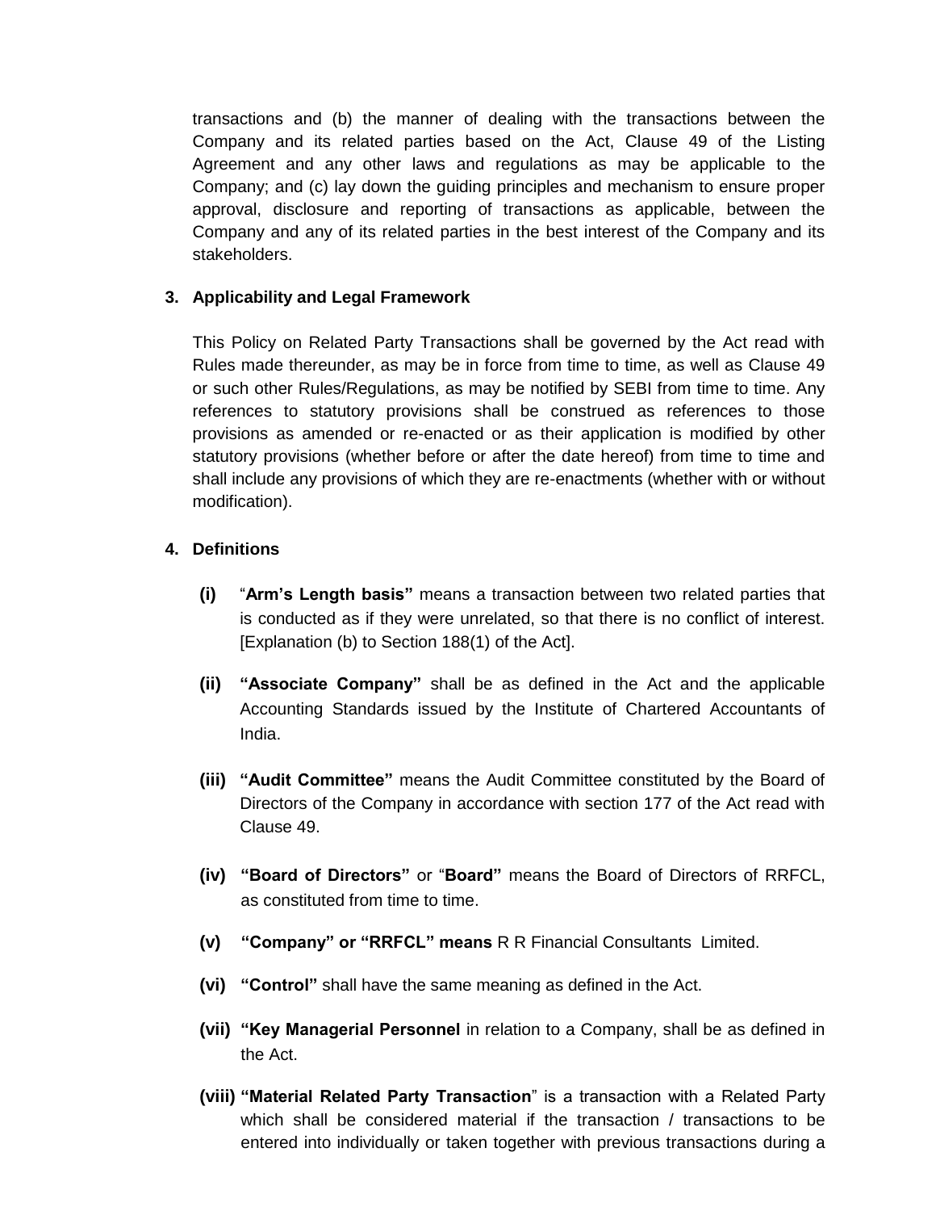transactions and (b) the manner of dealing with the transactions between the Company and its related parties based on the Act, Clause 49 of the Listing Agreement and any other laws and regulations as may be applicable to the Company; and (c) lay down the guiding principles and mechanism to ensure proper approval, disclosure and reporting of transactions as applicable, between the Company and any of its related parties in the best interest of the Company and its stakeholders.

**3. Applicability and Legal Framework**

This Policy on Related Party Transactions shall be governed by the Act read with Rules made thereunder, as may be in force from time to time, as well as Clause 49 or such other Rules/Regulations, as may be notified by SEBI from time to time. Any references to statutory provisions shall be construed as references to those provisions as amended or re-enacted or as their application is modified by other statutory provisions (whether before or after the date hereof) from time to time and shall include any provisions of which they are re-enactments (whether with or without modification).

**4. Definitions**

**(i)** "**Arm's Length basis"** means a transaction between two related parties that is conducted as if they were unrelated, so that there is no conflict of interest. [Explanation (b) to Section 188(1) of the Act].

**(ii)** **"Associate Company"** shall be as defined in the Act and the applicable Accounting Standards issued by the Institute of Chartered Accountants of India.

**(iii)** **"Audit Committee"** means the Audit Committee constituted by the Board of Directors of the Company in accordance with section 177 of the Act read with Clause 49.

**(iv)** **"Board of Directors"** or "**Board"** means the Board of Directors of RRFCL, as constituted from time to time.

**(v)** **"Company" or "RRFCL" means** R R Financial Consultants Limited.

**(vi)** **"Control"** shall have the same meaning as defined in the Act.

**(vii)** **"Key Managerial Personnel** in relation to a Company, shall be as defined in the Act.

**(viii)** **"Material Related Party Transaction**" is a transaction with a Related Party which shall be considered material if the transaction / transactions to be entered into individually or taken together with previous transactions during a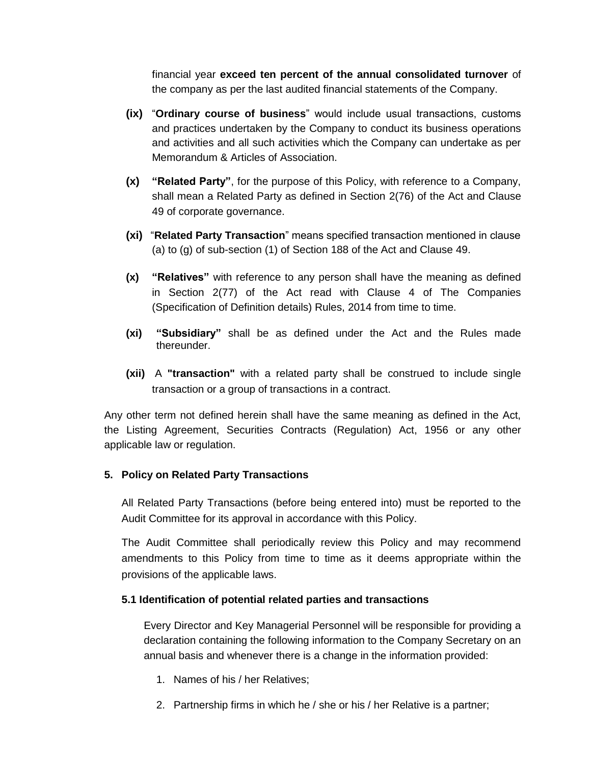financial year **exceed ten percent of the annual consolidated turnover** of the company as per the last audited financial statements of the Company.

**(ix)** "**Ordinary course of business**" would include usual transactions, customs and practices undertaken by the Company to conduct its business operations and activities and all such activities which the Company can undertake as per Memorandum & Articles of Association.

**(x)** **"Related Party"**, for the purpose of this Policy, with reference to a Company, shall mean a Related Party as defined in Section 2(76) of the Act and Clause 49 of corporate governance.

**(xi)** "**Related Party Transaction**" means specified transaction mentioned in clause (a) to (g) of sub-section (1) of Section 188 of the Act and Clause 49.

**(x)** **"Relatives"** with reference to any person shall have the meaning as defined in Section 2(77) of the Act read with Clause 4 of The Companies (Specification of Definition details) Rules, 2014 from time to time.

**(xi)** **"Subsidiary"** shall be as defined under the Act and the Rules made thereunder.

**(xii)** A **"transaction"** with a related party shall be construed to include single transaction or a group of transactions in a contract.

Any other term not defined herein shall have the same meaning as defined in the Act, the Listing Agreement, Securities Contracts (Regulation) Act, 1956 or any other applicable law or regulation.

### 5. Policy on Related Party Transactions

All Related Party Transactions (before being entered into) must be reported to the Audit Committee for its approval in accordance with this Policy.

The Audit Committee shall periodically review this Policy and may recommend amendments to this Policy from time to time as it deems appropriate within the provisions of the applicable laws.

#### 5.1 Identification of potential related parties and transactions

Every Director and Key Managerial Personnel will be responsible for providing a declaration containing the following information to the Company Secretary on an annual basis and whenever there is a change in the information provided:

1. Names of his / her Relatives;
2. Partnership firms in which he / she or his / her Relative is a partner;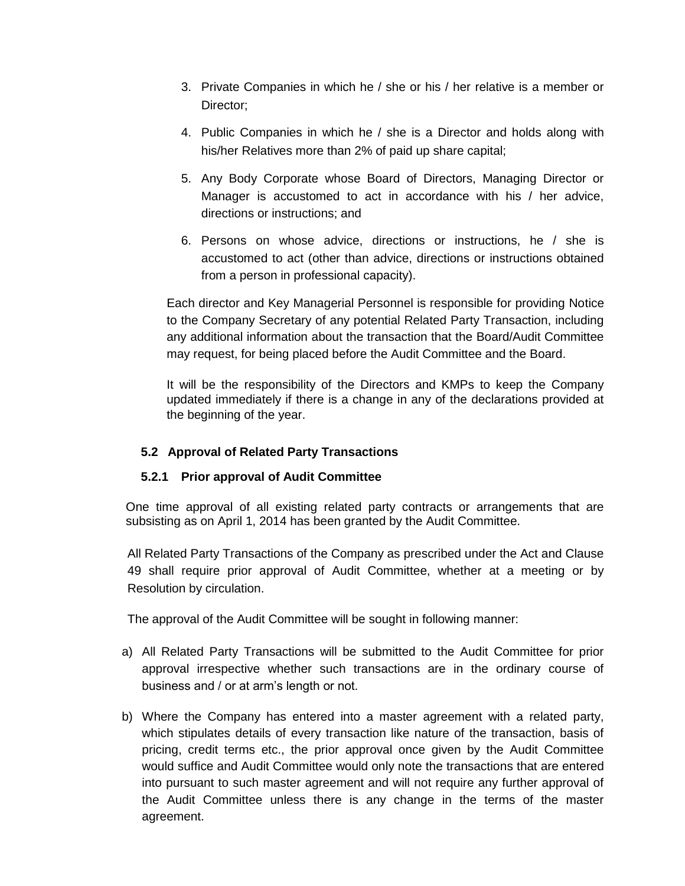3. Private Companies in which he / she or his / her relative is a member or Director;

4. Public Companies in which he / she is a Director and holds along with his/her Relatives more than 2% of paid up share capital;

5. Any Body Corporate whose Board of Directors, Managing Director or Manager is accustomed to act in accordance with his / her advice, directions or instructions; and

6. Persons on whose advice, directions or instructions, he / she is accustomed to act (other than advice, directions or instructions obtained from a person in professional capacity).

Each director and Key Managerial Personnel is responsible for providing Notice to the Company Secretary of any potential Related Party Transaction, including any additional information about the transaction that the Board/Audit Committee may request, for being placed before the Audit Committee and the Board.

It will be the responsibility of the Directors and KMPs to keep the Company updated immediately if there is a change in any of the declarations provided at the beginning of the year.

### 5.2 Approval of Related Party Transactions

#### 5.2.1 Prior approval of Audit Committee

One time approval of all existing related party contracts or arrangements that are subsisting as on April 1, 2014 has been granted by the Audit Committee.

All Related Party Transactions of the Company as prescribed under the Act and Clause 49 shall require prior approval of Audit Committee, whether at a meeting or by Resolution by circulation.

The approval of the Audit Committee will be sought in following manner:

a) All Related Party Transactions will be submitted to the Audit Committee for prior approval irrespective whether such transactions are in the ordinary course of business and / or at arm's length or not.

b) Where the Company has entered into a master agreement with a related party, which stipulates details of every transaction like nature of the transaction, basis of pricing, credit terms etc., the prior approval once given by the Audit Committee would suffice and Audit Committee would only note the transactions that are entered into pursuant to such master agreement and will not require any further approval of the Audit Committee unless there is any change in the terms of the master agreement.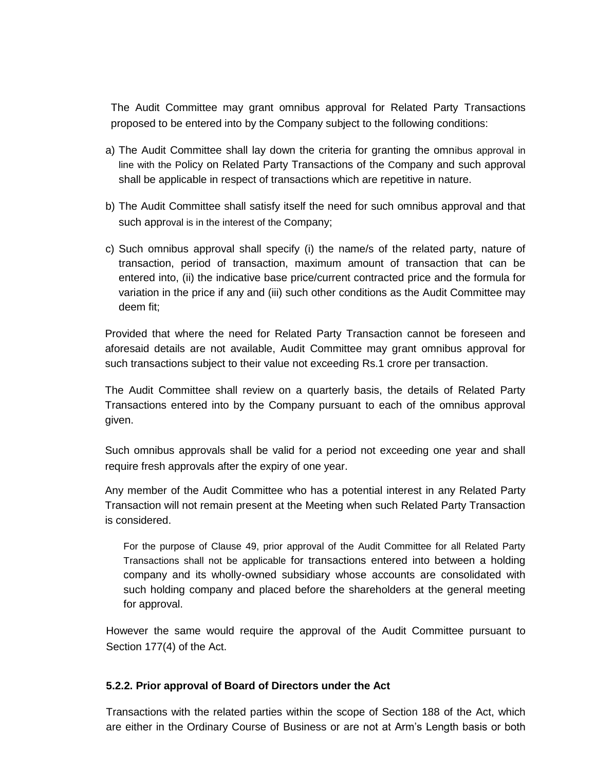The Audit Committee may grant omnibus approval for Related Party Transactions proposed to be entered into by the Company subject to the following conditions:

a) The Audit Committee shall lay down the criteria for granting the omnibus approval in line with the Policy on Related Party Transactions of the Company and such approval shall be applicable in respect of transactions which are repetitive in nature.

b) The Audit Committee shall satisfy itself the need for such omnibus approval and that such approval is in the interest of the Company;

c) Such omnibus approval shall specify (i) the name/s of the related party, nature of transaction, period of transaction, maximum amount of transaction that can be entered into, (ii) the indicative base price/current contracted price and the formula for variation in the price if any and (iii) such other conditions as the Audit Committee may deem fit;

Provided that where the need for Related Party Transaction cannot be foreseen and aforesaid details are not available, Audit Committee may grant omnibus approval for such transactions subject to their value not exceeding Rs.1 crore per transaction.

The Audit Committee shall review on a quarterly basis, the details of Related Party Transactions entered into by the Company pursuant to each of the omnibus approval given.

Such omnibus approvals shall be valid for a period not exceeding one year and shall require fresh approvals after the expiry of one year.

Any member of the Audit Committee who has a potential interest in any Related Party Transaction will not remain present at the Meeting when such Related Party Transaction is considered.

For the purpose of Clause 49, prior approval of the Audit Committee for all Related Party Transactions shall not be applicable for transactions entered into between a holding company and its wholly-owned subsidiary whose accounts are consolidated with such holding company and placed before the shareholders at the general meeting for approval.

However the same would require the approval of the Audit Committee pursuant to Section 177(4) of the Act.

#### 5.2.2. Prior approval of Board of Directors under the Act

Transactions with the related parties within the scope of Section 188 of the Act, which are either in the Ordinary Course of Business or are not at Arm's Length basis or both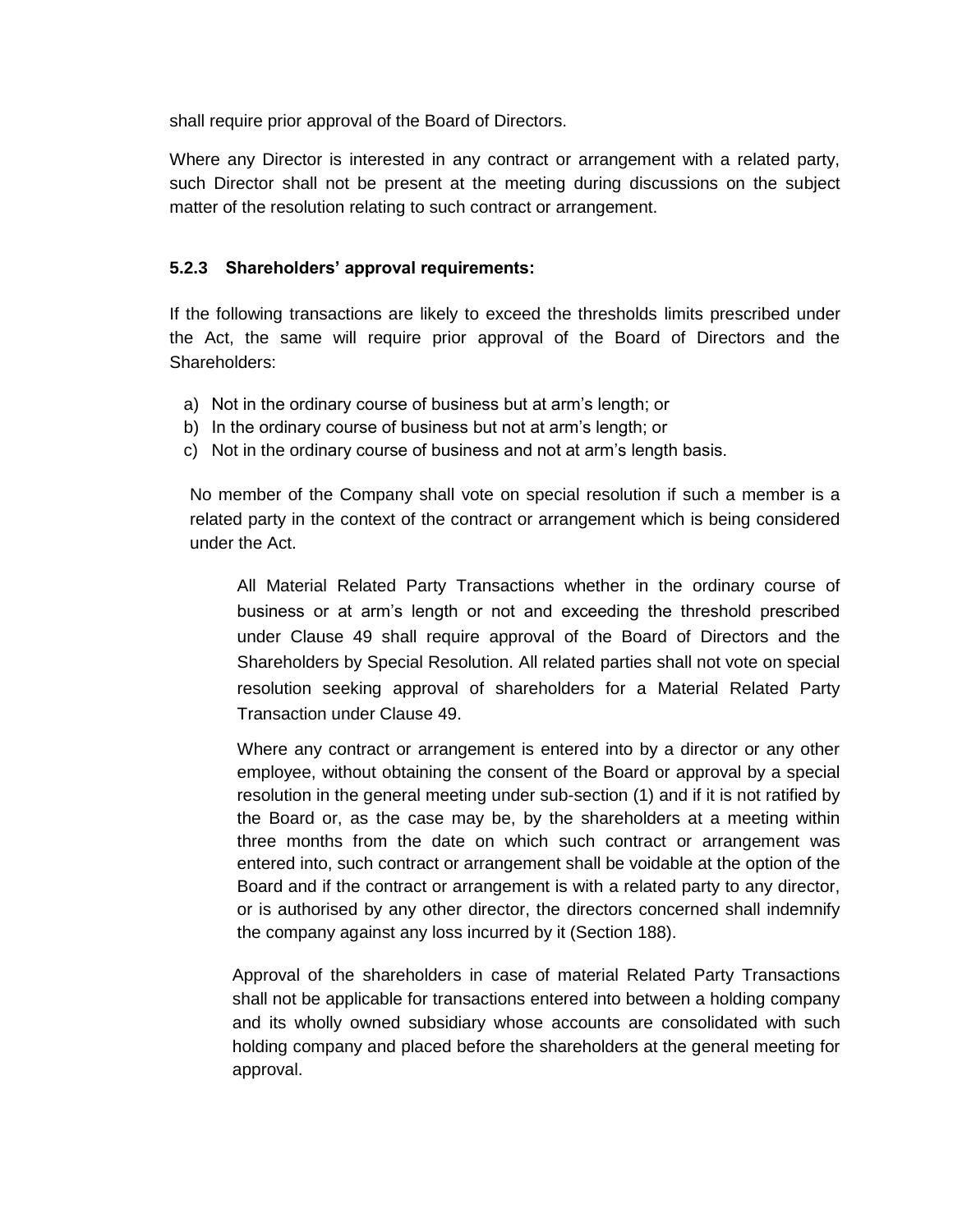shall require prior approval of the Board of Directors.

Where any Director is interested in any contract or arrangement with a related party, such Director shall not be present at the meeting during discussions on the subject matter of the resolution relating to such contract or arrangement.

#### 5.2.3 Shareholders' approval requirements:

If the following transactions are likely to exceed the thresholds limits prescribed under the Act, the same will require prior approval of the Board of Directors and the Shareholders:

a) Not in the ordinary course of business but at arm's length; or
b) In the ordinary course of business but not at arm's length; or
c) Not in the ordinary course of business and not at arm's length basis.

No member of the Company shall vote on special resolution if such a member is a related party in the context of the contract or arrangement which is being considered under the Act.

All Material Related Party Transactions whether in the ordinary course of business or at arm's length or not and exceeding the threshold prescribed under Clause 49 shall require approval of the Board of Directors and the Shareholders by Special Resolution. All related parties shall not vote on special resolution seeking approval of shareholders for a Material Related Party Transaction under Clause 49.

Where any contract or arrangement is entered into by a director or any other employee, without obtaining the consent of the Board or approval by a special resolution in the general meeting under sub-section (1) and if it is not ratified by the Board or, as the case may be, by the shareholders at a meeting within three months from the date on which such contract or arrangement was entered into, such contract or arrangement shall be voidable at the option of the Board and if the contract or arrangement is with a related party to any director, or is authorised by any other director, the directors concerned shall indemnify the company against any loss incurred by it (Section 188).

Approval of the shareholders in case of material Related Party Transactions shall not be applicable for transactions entered into between a holding company and its wholly owned subsidiary whose accounts are consolidated with such holding company and placed before the shareholders at the general meeting for approval.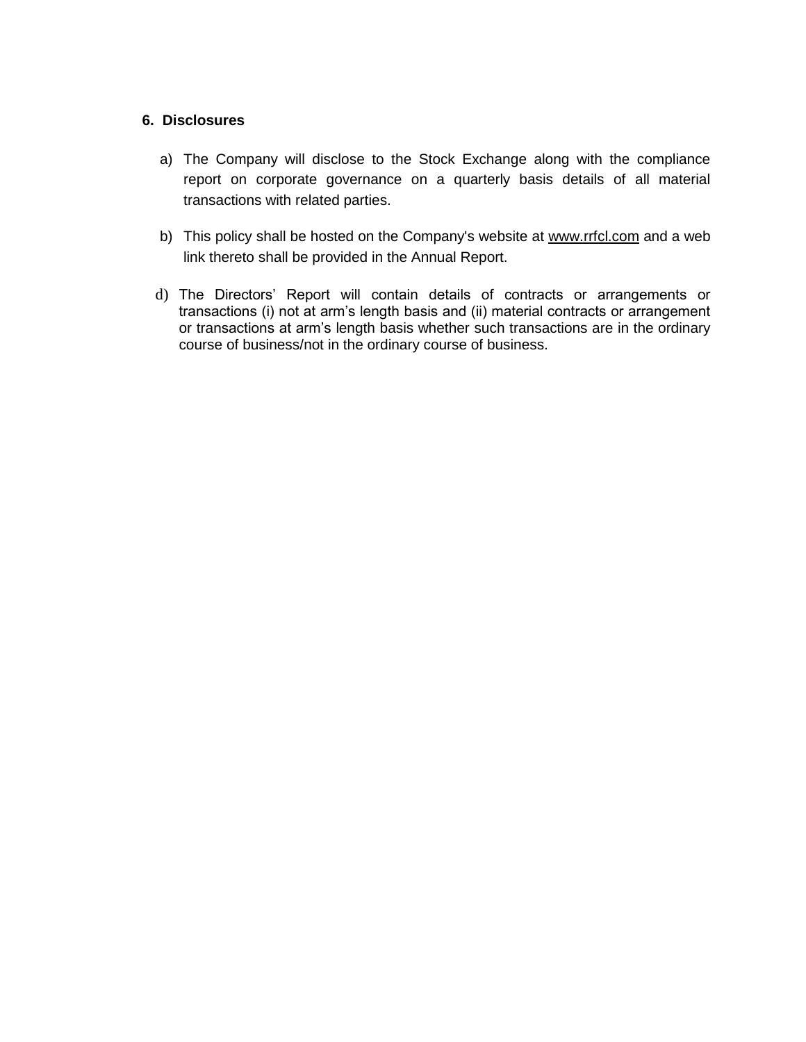## 6. Disclosures

a) The Company will disclose to the Stock Exchange along with the compliance report on corporate governance on a quarterly basis details of all material transactions with related parties.

b) This policy shall be hosted on the Company's website at www.rrfcl.com and a web link thereto shall be provided in the Annual Report.

d) The Directors' Report will contain details of contracts or arrangements or transactions (i) not at arm's length basis and (ii) material contracts or arrangement or transactions at arm's length basis whether such transactions are in the ordinary course of business/not in the ordinary course of business.